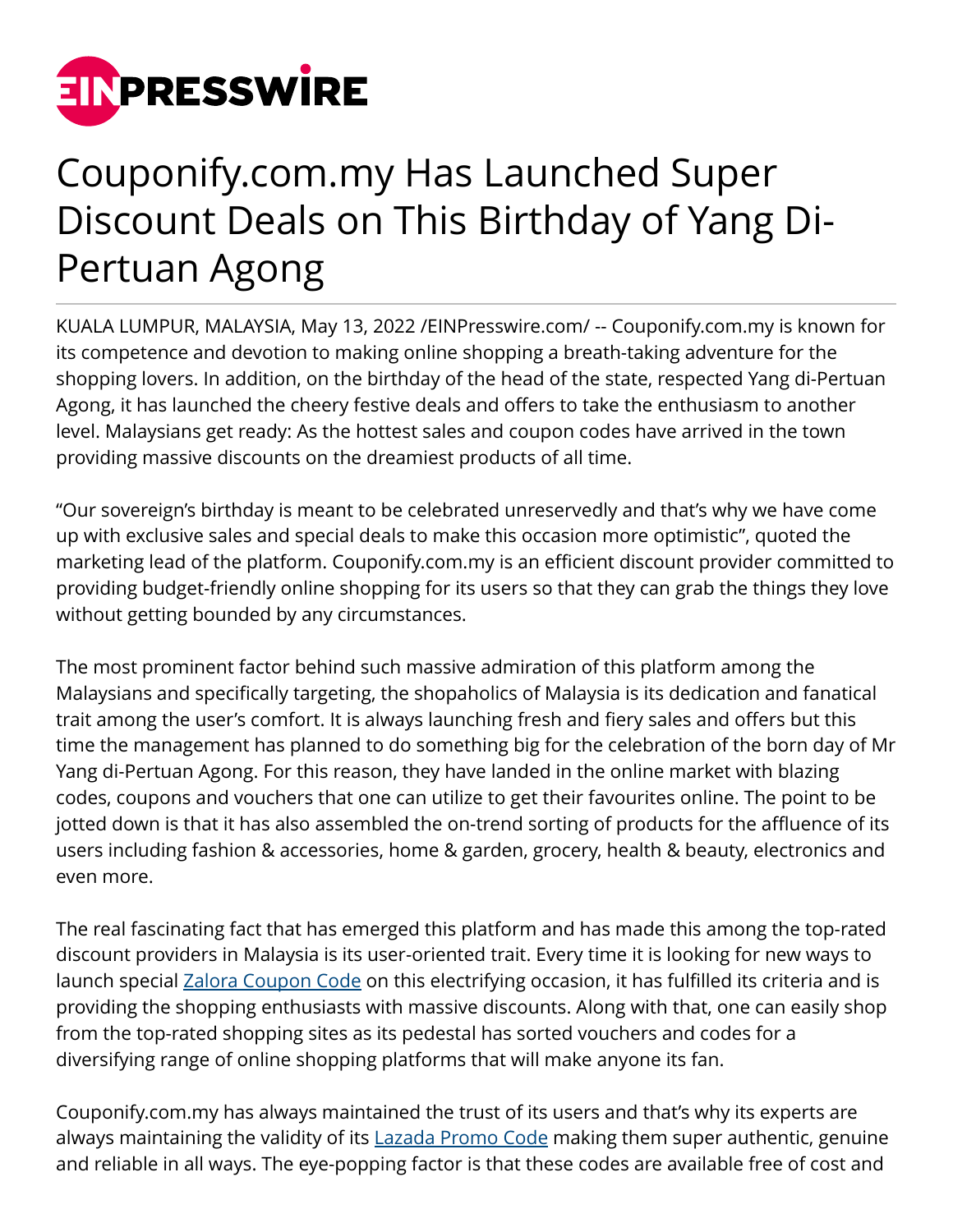# Couponify.com.my Has Launched Super Discount Deals on This Birthday of Yang Di-Pertuan Agong

KUALA LUMPUR, MALAYSIA, May 13, 2022 /EINPresswire.com/ -- Couponify.com.my is known for its competence and devotion to making online shopping a breath-taking adventure for the shopping lovers. In addition, on the birthday of the head of the state, respected Yang di-Pertuan Agong, it has launched the cheery festive deals and offers to take the enthusiasm to another level. Malaysians get ready: As the hottest sales and coupon codes have arrived in the town providing massive discounts on the dreamiest products of all time.

"Our sovereign's birthday is meant to be celebrated unreservedly and that's why we have come up with exclusive sales and special deals to make this occasion more optimistic", quoted the marketing lead of the platform. Couponify.com.my is an efficient discount provider committed to providing budget-friendly online shopping for its users so that they can grab the things they love without getting bounded by any circumstances.

The most prominent factor behind such massive admiration of this platform among the Malaysians and specifically targeting, the shopaholics of Malaysia is its dedication and fanatical trait among the user's comfort. It is always launching fresh and fiery sales and offers but this time the management has planned to do something big for the celebration of the born day of Mr Yang di-Pertuan Agong. For this reason, they have landed in the online market with blazing codes, coupons and vouchers that one can utilize to get their favourites online. The point to be jotted down is that it has also assembled the on-trend sorting of products for the affluence of its users including fashion & accessories, home & garden, grocery, health & beauty, electronics and even more.

The real fascinating fact that has emerged this platform and has made this among the top-rated discount providers in Malaysia is its user-oriented trait. Every time it is looking for new ways to launch special Zalora Coupon Code on this electrifying occasion, it has fulfilled its criteria and is providing the shopping enthusiasts with massive discounts. Along with that, one can easily shop from the top-rated shopping sites as its pedestal has sorted vouchers and codes for a diversifying range of online shopping platforms that will make anyone its fan.

Couponify.com.my has always maintained the trust of its users and that's why its experts are always maintaining the validity of its Lazada Promo Code making them super authentic, genuine and reliable in all ways. The eye-popping factor is that these codes are available free of cost and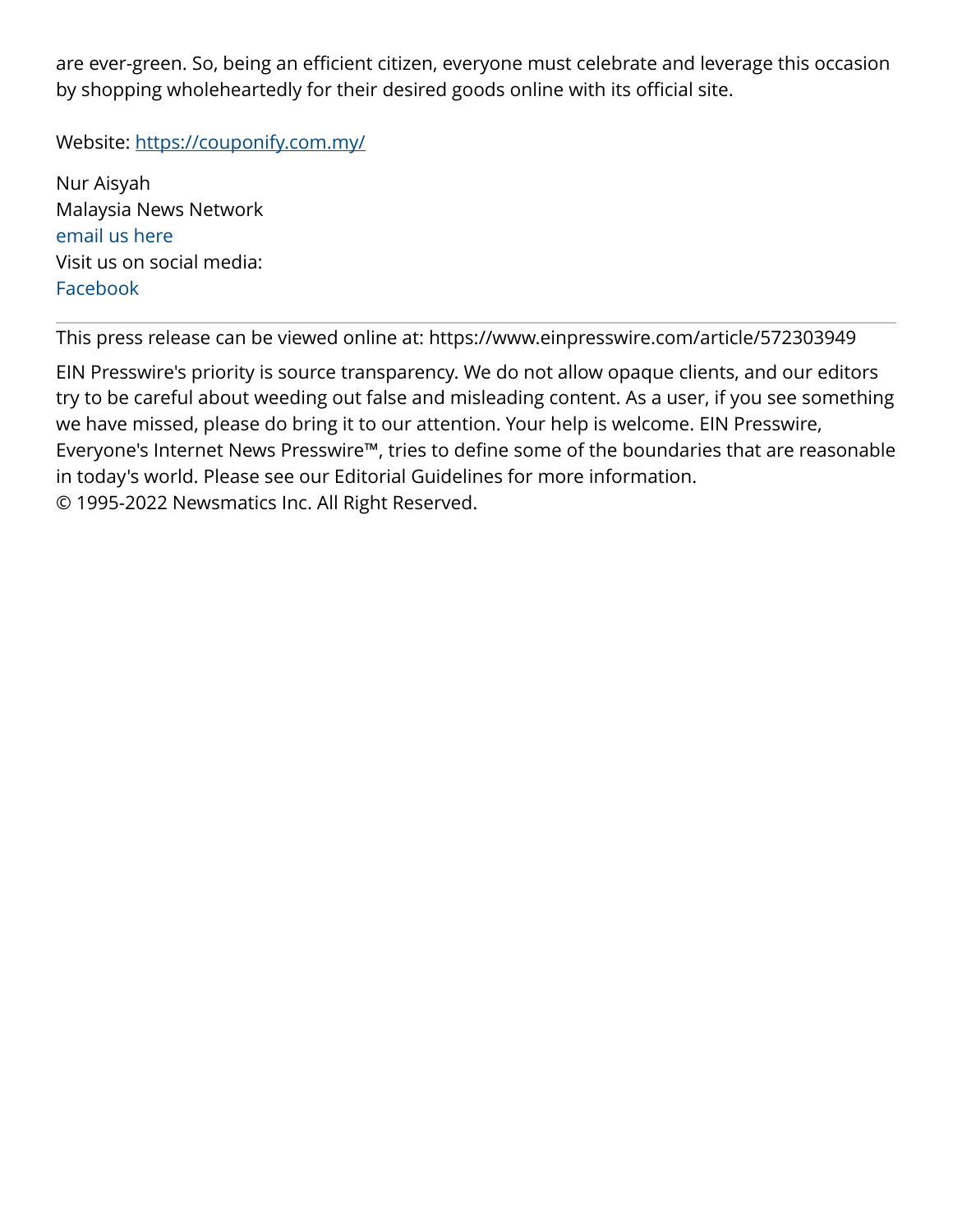are ever-green. So, being an efficient citizen, everyone must celebrate and leverage this occasion by shopping wholeheartedly for their desired goods online with its official site.

Website: [https://couponify.com.my/](https://couponify.com.my/)

Nur Aisyah
Malaysia News Network
email us here
Visit us on social media:
Facebook

---

This press release can be viewed online at: https://www.einpresswire.com/article/572303949

EIN Presswire's priority is source transparency. We do not allow opaque clients, and our editors try to be careful about weeding out false and misleading content. As a user, if you see something we have missed, please do bring it to our attention. Your help is welcome. EIN Presswire, Everyone's Internet News Presswire™, tries to define some of the boundaries that are reasonable in today's world. Please see our Editorial Guidelines for more information.
© 1995-2022 Newsmatics Inc. All Right Reserved.